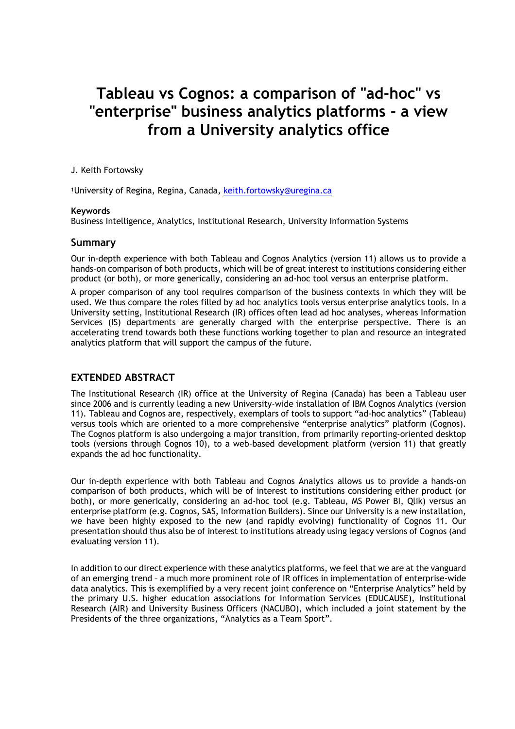# Tableau vs Cognos: a comparison of "ad-hoc" vs "enterprise" business analytics platforms - a view from a University analytics office

J. Keith Fortowsky

[1]University of Regina, Regina, Canada, keith.fortowsky@uregina.ca

**Keywords**
Business Intelligence, Analytics, Institutional Research, University Information Systems

## Summary

Our in-depth experience with both Tableau and Cognos Analytics (version 11) allows us to provide a hands-on comparison of both products, which will be of great interest to institutions considering either product (or both), or more generically, considering an ad-hoc tool versus an enterprise platform.

A proper comparison of any tool requires comparison of the business contexts in which they will be used. We thus compare the roles filled by ad hoc analytics tools versus enterprise analytics tools. In a University setting, Institutional Research (IR) offices often lead ad hoc analyses, whereas Information Services (IS) departments are generally charged with the enterprise perspective. There is an accelerating trend towards both these functions working together to plan and resource an integrated analytics platform that will support the campus of the future.

## EXTENDED ABSTRACT

The Institutional Research (IR) office at the University of Regina (Canada) has been a Tableau user since 2006 and is currently leading a new University-wide installation of IBM Cognos Analytics (version 11). Tableau and Cognos are, respectively, exemplars of tools to support "ad-hoc analytics" (Tableau) versus tools which are oriented to a more comprehensive "enterprise analytics" platform (Cognos). The Cognos platform is also undergoing a major transition, from primarily reporting-oriented desktop tools (versions through Cognos 10), to a web-based development platform (version 11) that greatly expands the ad hoc functionality.

Our in-depth experience with both Tableau and Cognos Analytics allows us to provide a hands-on comparison of both products, which will be of interest to institutions considering either product (or both), or more generically, considering an ad-hoc tool (e.g. Tableau, MS Power BI, Qlik) versus an enterprise platform (e.g. Cognos, SAS, Information Builders). Since our University is a new installation, we have been highly exposed to the new (and rapidly evolving) functionality of Cognos 11. Our presentation should thus also be of interest to institutions already using legacy versions of Cognos (and evaluating version 11).

In addition to our direct experience with these analytics platforms, we feel that we are at the vanguard of an emerging trend – a much more prominent role of IR offices in implementation of enterprise-wide data analytics. This is exemplified by a very recent joint conference on "Enterprise Analytics" held by the primary U.S. higher education associations for Information Services (EDUCAUSE), Institutional Research (AIR) and University Business Officers (NACUBO), which included a joint statement by the Presidents of the three organizations, "Analytics as a Team Sport".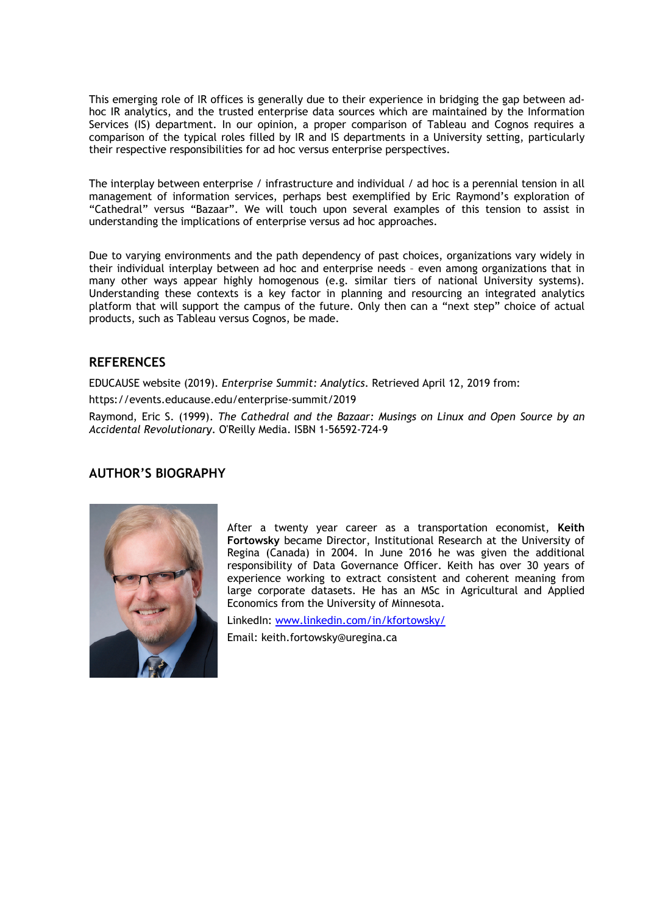This emerging role of IR offices is generally due to their experience in bridging the gap between ad-hoc IR analytics, and the trusted enterprise data sources which are maintained by the Information Services (IS) department. In our opinion, a proper comparison of Tableau and Cognos requires a comparison of the typical roles filled by IR and IS departments in a University setting, particularly their respective responsibilities for ad hoc versus enterprise perspectives.

The interplay between enterprise / infrastructure and individual / ad hoc is a perennial tension in all management of information services, perhaps best exemplified by Eric Raymond's exploration of "Cathedral" versus "Bazaar". We will touch upon several examples of this tension to assist in understanding the implications of enterprise versus ad hoc approaches.

Due to varying environments and the path dependency of past choices, organizations vary widely in their individual interplay between ad hoc and enterprise needs – even among organizations that in many other ways appear highly homogenous (e.g. similar tiers of national University systems). Understanding these contexts is a key factor in planning and resourcing an integrated analytics platform that will support the campus of the future. Only then can a "next step" choice of actual products, such as Tableau versus Cognos, be made.

## REFERENCES

EDUCAUSE website (2019). *Enterprise Summit: Analytics*. Retrieved April 12, 2019 from:

https://events.educause.edu/enterprise-summit/2019

Raymond, Eric S. (1999). *The Cathedral and the Bazaar: Musings on Linux and Open Source by an Accidental Revolutionary*. O'Reilly Media. ISBN 1-56592-724-9

## AUTHOR'S BIOGRAPHY

After a twenty year career as a transportation economist, **Keith Fortowsky** became Director, Institutional Research at the University of Regina (Canada) in 2004. In June 2016 he was given the additional responsibility of Data Governance Officer. Keith has over 30 years of experience working to extract consistent and coherent meaning from large corporate datasets. He has an MSc in Agricultural and Applied Economics from the University of Minnesota.

LinkedIn: www.linkedin.com/in/kfortowsky/

Email: keith.fortowsky@uregina.ca